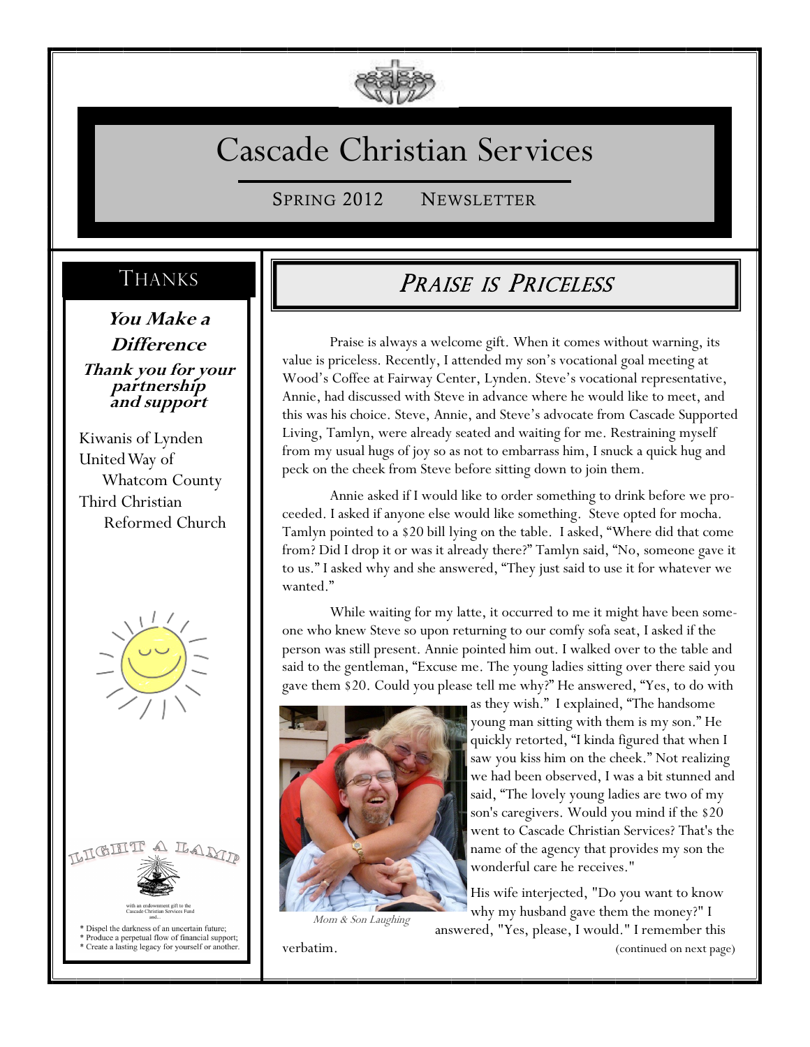# Cascade Christian Services

SPRING 2012 NEWSLETTER

## THANKS

**You Make a Difference**

**Thank you for your partnership and support**

Kiwanis of Lynden
United Way of Whatcom County
Third Christian Reformed Church

LIGHT A LAMP

with an endowment gift to the Cascade Christian Services Fund and...

* Dispel the darkness of an uncertain future;
* Produce a perpetual flow of financial support;
* Create a lasting legacy for yourself or another.

## *PRAISE IS PRICELESS*

Praise is always a welcome gift. When it comes without warning, its value is priceless. Recently, I attended my son's vocational goal meeting at Wood's Coffee at Fairway Center, Lynden. Steve's vocational representative, Annie, had discussed with Steve in advance where he would like to meet, and this was his choice. Steve, Annie, and Steve's advocate from Cascade Supported Living, Tamlyn, were already seated and waiting for me. Restraining myself from my usual hugs of joy so as not to embarrass him, I snuck a quick hug and peck on the cheek from Steve before sitting down to join them.

Annie asked if I would like to order something to drink before we proceeded. I asked if anyone else would like something. Steve opted for mocha. Tamlyn pointed to a $20 bill lying on the table. I asked, "Where did that come from? Did I drop it or was it already there?" Tamlyn said, "No, someone gave it to us." I asked why and she answered, "They just said to use it for whatever we wanted."

While waiting for my latte, it occurred to me it might have been someone who knew Steve so upon returning to our comfy sofa seat, I asked if the person was still present. Annie pointed him out. I walked over to the table and said to the gentleman, "Excuse me. The young ladies sitting over there said you gave them $20. Could you please tell me why?" He answered, "Yes, to do with as they wish." I explained, "The handsome young man sitting with them is my son." He quickly retorted, "I kinda figured that when I saw you kiss him on the cheek." Not realizing we had been observed, I was a bit stunned and said, "The lovely young ladies are two of my son's caregivers. Would you mind if the $20 went to Cascade Christian Services? That's the name of the agency that provides my son the wonderful care he receives."

*Mom & Son Laughing*

His wife interjected, "Do you want to know why my husband gave them the money?" I answered, "Yes, please, I would." I remember this verbatim.

(continued on next page)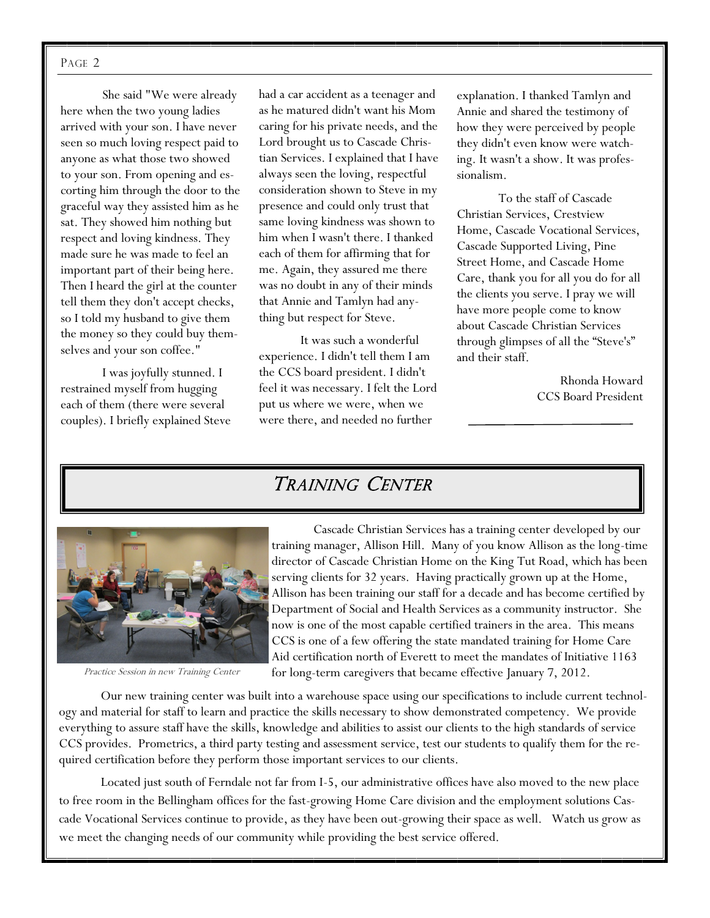She said "We were already here when the two young ladies arrived with your son. I have never seen so much loving respect paid to anyone as what those two showed to your son. From opening and escorting him through the door to the graceful way they assisted him as he sat. They showed him nothing but respect and loving kindness. They made sure he was made to feel an important part of their being here. Then I heard the girl at the counter tell them they don't accept checks, so I told my husband to give them the money so they could buy themselves and your son coffee."

I was joyfully stunned. I restrained myself from hugging each of them (there were several couples). I briefly explained Steve had a car accident as a teenager and as he matured didn't want his Mom caring for his private needs, and the Lord brought us to Cascade Christian Services. I explained that I have always seen the loving, respectful consideration shown to Steve in my presence and could only trust that same loving kindness was shown to him when I wasn't there. I thanked each of them for affirming that for me. Again, they assured me there was no doubt in any of their minds that Annie and Tamlyn had anything but respect for Steve.

It was such a wonderful experience. I didn't tell them I am the CCS board president. I didn't feel it was necessary. I felt the Lord put us where we were, when we were there, and needed no further explanation. I thanked Tamlyn and Annie and shared the testimony of how they were perceived by people they didn't even know were watching. It wasn't a show. It was professionalism.

To the staff of Cascade Christian Services, Crestview Home, Cascade Vocational Services, Cascade Supported Living, Pine Street Home, and Cascade Home Care, thank you for all you do for all the clients you serve. I pray we will have more people come to know about Cascade Christian Services through glimpses of all the "Steve's" and their staff.

Rhonda Howard
CCS Board President

# *Training Center*

*Practice Session in new Training Center*

Cascade Christian Services has a training center developed by our training manager, Allison Hill. Many of you know Allison as the long-time director of Cascade Christian Home on the King Tut Road, which has been serving clients for 32 years. Having practically grown up at the Home, Allison has been training our staff for a decade and has become certified by Department of Social and Health Services as a community instructor. She now is one of the most capable certified trainers in the area. This means CCS is one of a few offering the state mandated training for Home Care Aid certification north of Everett to meet the mandates of Initiative 1163 for long-term caregivers that became effective January 7, 2012.

Our new training center was built into a warehouse space using our specifications to include current technology and material for staff to learn and practice the skills necessary to show demonstrated competency. We provide everything to assure staff have the skills, knowledge and abilities to assist our clients to the high standards of service CCS provides. Prometrics, a third party testing and assessment service, test our students to qualify them for the required certification before they perform those important services to our clients.

Located just south of Ferndale not far from I-5, our administrative offices have also moved to the new place to free room in the Bellingham offices for the fast-growing Home Care division and the employment solutions Cascade Vocational Services continue to provide, as they have been out-growing their space as well. Watch us grow as we meet the changing needs of our community while providing the best service offered.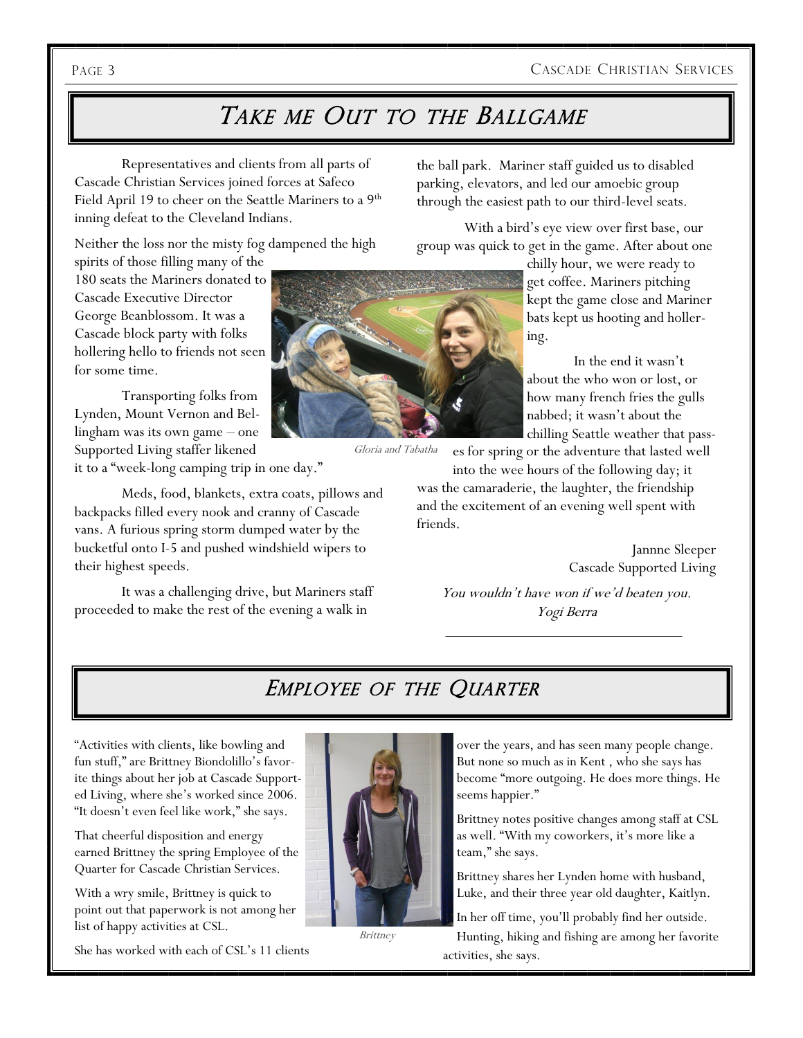## *Take me Out to the Ballgame*

Representatives and clients from all parts of Cascade Christian Services joined forces at Safeco Field April 19 to cheer on the Seattle Mariners to a 9th inning defeat to the Cleveland Indians.

Neither the loss nor the misty fog dampened the high spirits of those filling many of the 180 seats the Mariners donated to Cascade Executive Director George Beanblossom. It was a Cascade block party with folks hollering hello to friends not seen for some time.

Transporting folks from Lynden, Mount Vernon and Bellingham was its own game – one Supported Living staffer likened it to a "week-long camping trip in one day."

Meds, food, blankets, extra coats, pillows and backpacks filled every nook and cranny of Cascade vans. A furious spring storm dumped water by the bucketful onto I-5 and pushed windshield wipers to their highest speeds.

It was a challenging drive, but Mariners staff proceeded to make the rest of the evening a walk in the ball park. Mariner staff guided us to disabled parking, elevators, and led our amoebic group through the easiest path to our third-level seats.

With a bird's eye view over first base, our group was quick to get in the game. After about one chilly hour, we were ready to get coffee. Mariners pitching kept the game close and Mariner bats kept us hooting and hollering.

*Gloria and Tabatha*

In the end it wasn't about the who won or lost, or how many french fries the gulls nabbed; it wasn't about the chilling Seattle weather that passes for spring or the adventure that lasted well into the wee hours of the following day; it was the camaraderie, the laughter, the friendship and the excitement of an evening well spent with friends.

Jannne Sleeper
Cascade Supported Living

*You wouldn't have won if we'd beaten you.*
*Yogi Berra*

## *Employee of the Quarter*

"Activities with clients, like bowling and fun stuff," are Brittney Biondolillo's favorite things about her job at Cascade Supported Living, where she's worked since 2006. "It doesn't even feel like work," she says.

That cheerful disposition and energy earned Brittney the spring Employee of the Quarter for Cascade Christian Services.

With a wry smile, Brittney is quick to point out that paperwork is not among her list of happy activities at CSL.

She has worked with each of CSL's 11 clients over the years, and has seen many people change. But none so much as in Kent , who she says has become "more outgoing. He does more things. He seems happier."

*Brittney*

Brittney notes positive changes among staff at CSL as well. "With my coworkers, it's more like a team," she says.

Brittney shares her Lynden home with husband, Luke, and their three year old daughter, Kaitlyn.

In her off time, you'll probably find her outside. Hunting, hiking and fishing are among her favorite activities, she says.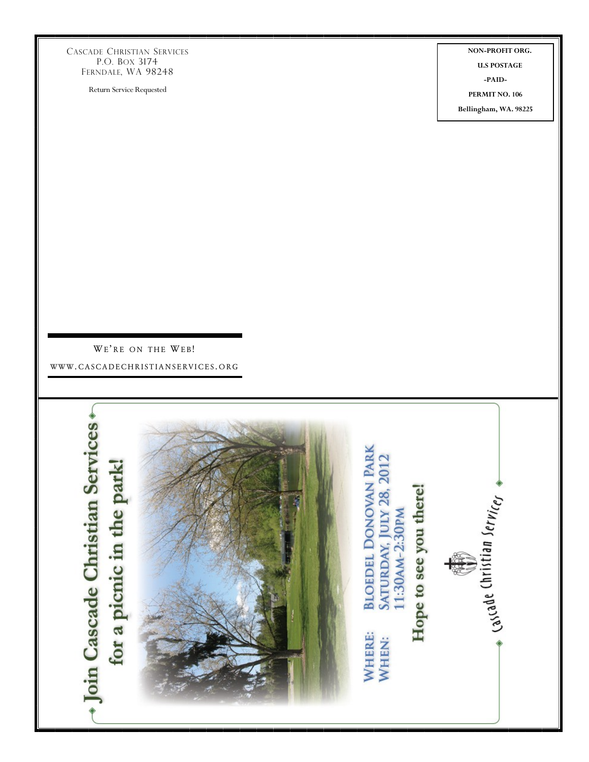Cascade Christian Services
P.O. Box 3174
Ferndale, WA 98248

Return Service Requested

NON-PROFIT ORG.
U.S POSTAGE
-PAID-
PERMIT NO. 106
Bellingham, WA. 98225

We're on the Web!

www.cascadechristianservices.org

## Join Cascade Christian Services for a picnic in the park!

**Where:** Bloedel Donovan Park
**When:** Saturday, July 28, 2012
11:30AM–2:30PM

**Hope to see you there!**

Cascade Christian Services